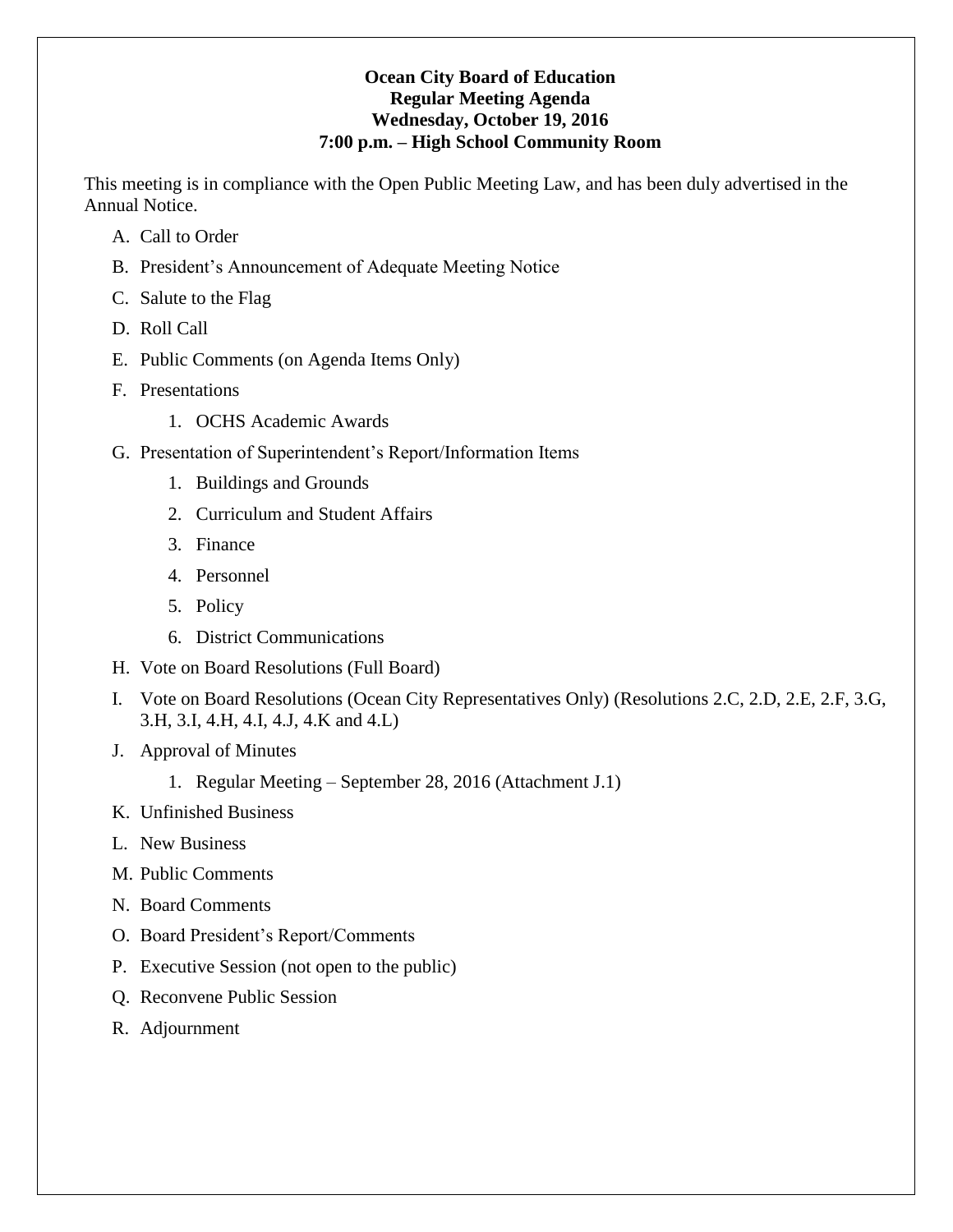**Ocean City Board of Education**
**Regular Meeting Agenda**
**Wednesday, October 19, 2016**
**7:00 p.m. – High School Community Room**

This meeting is in compliance with the Open Public Meeting Law, and has been duly advertised in the Annual Notice.

A. Call to Order

B. President's Announcement of Adequate Meeting Notice

C. Salute to the Flag

D. Roll Call

E. Public Comments (on Agenda Items Only)

F. Presentations

   1. OCHS Academic Awards

G. Presentation of Superintendent's Report/Information Items

   1. Buildings and Grounds
   2. Curriculum and Student Affairs
   3. Finance
   4. Personnel
   5. Policy
   6. District Communications

H. Vote on Board Resolutions (Full Board)

I. Vote on Board Resolutions (Ocean City Representatives Only) (Resolutions 2.C, 2.D, 2.E, 2.F, 3.G, 3.H, 3.I, 4.H, 4.I, 4.J, 4.K and 4.L)

J. Approval of Minutes

   1. Regular Meeting – September 28, 2016 (Attachment J.1)

K. Unfinished Business

L. New Business

M. Public Comments

N. Board Comments

O. Board President's Report/Comments

P. Executive Session (not open to the public)

Q. Reconvene Public Session

R. Adjournment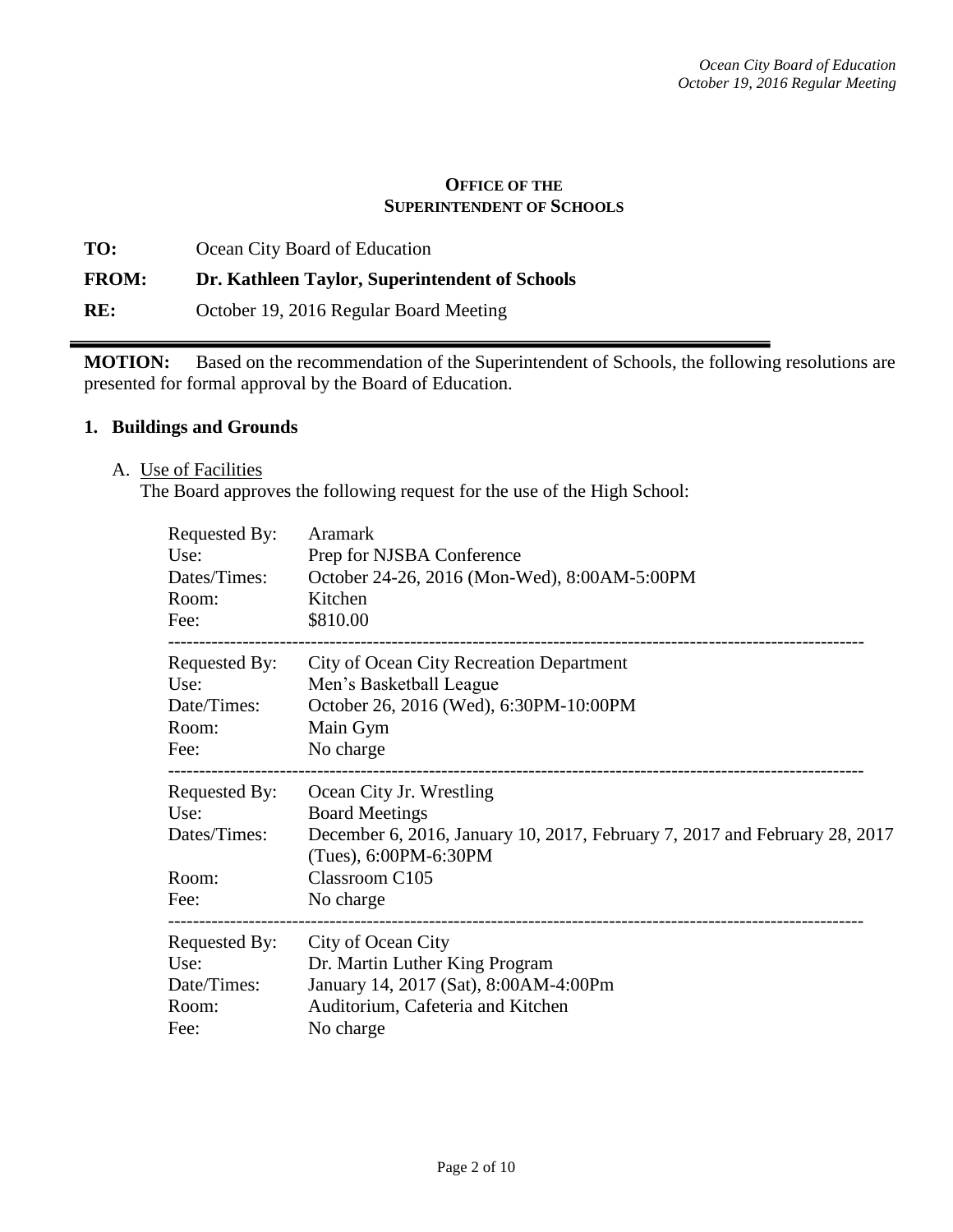**OFFICE OF THE SUPERINTENDENT OF SCHOOLS**

**TO:** Ocean City Board of Education

**FROM:** **Dr. Kathleen Taylor, Superintendent of Schools**

**RE:** October 19, 2016 Regular Board Meeting

---

**MOTION:** Based on the recommendation of the Superintendent of Schools, the following resolutions are presented for formal approval by the Board of Education.

## 1. Buildings and Grounds

A. Use of Facilities

The Board approves the following request for the use of the High School:

Requested By: Aramark
Use: Prep for NJSBA Conference
Dates/Times: October 24-26, 2016 (Mon-Wed), 8:00AM-5:00PM
Room: Kitchen
Fee: $810.00

---

Requested By: City of Ocean City Recreation Department
Use: Men's Basketball League
Date/Times: October 26, 2016 (Wed), 6:30PM-10:00PM
Room: Main Gym
Fee: No charge

---

Requested By: Ocean City Jr. Wrestling
Use: Board Meetings
Dates/Times: December 6, 2016, January 10, 2017, February 7, 2017 and February 28, 2017 (Tues), 6:00PM-6:30PM
Room: Classroom C105
Fee: No charge

---

Requested By: City of Ocean City
Use: Dr. Martin Luther King Program
Date/Times: January 14, 2017 (Sat), 8:00AM-4:00Pm
Room: Auditorium, Cafeteria and Kitchen
Fee: No charge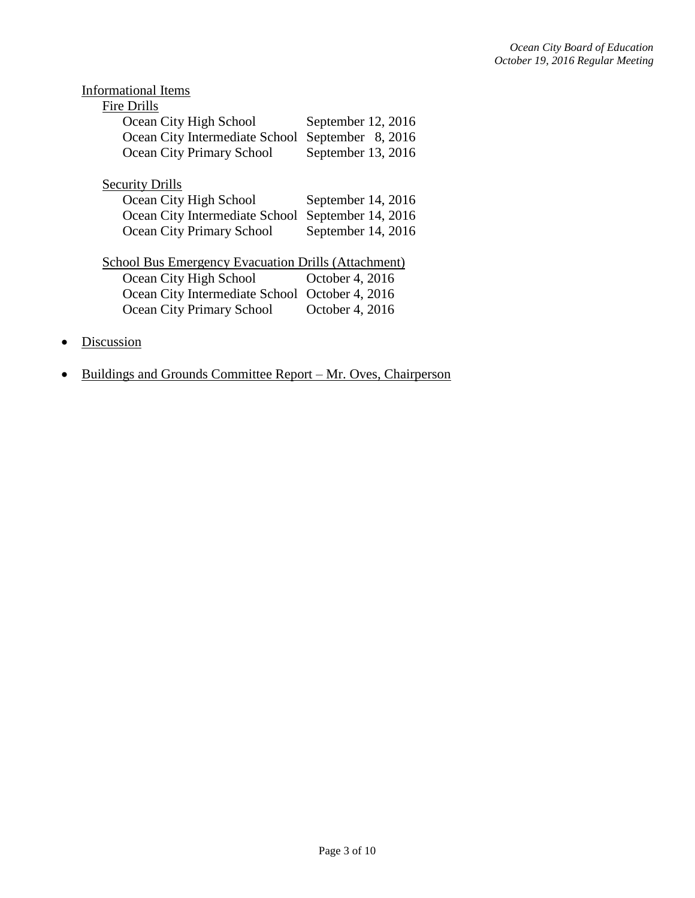Informational Items

Fire Drills

| | |
|---|---|
| Ocean City High School | September 12, 2016 |
| Ocean City Intermediate School | September 8, 2016 |
| Ocean City Primary School | September 13, 2016 |

Security Drills

| | |
|---|---|
| Ocean City High School | September 14, 2016 |
| Ocean City Intermediate School | September 14, 2016 |
| Ocean City Primary School | September 14, 2016 |

School Bus Emergency Evacuation Drills (Attachment)

| | |
|---|---|
| Ocean City High School | October 4, 2016 |
| Ocean City Intermediate School | October 4, 2016 |
| Ocean City Primary School | October 4, 2016 |

- Discussion

- Buildings and Grounds Committee Report – Mr. Oves, Chairperson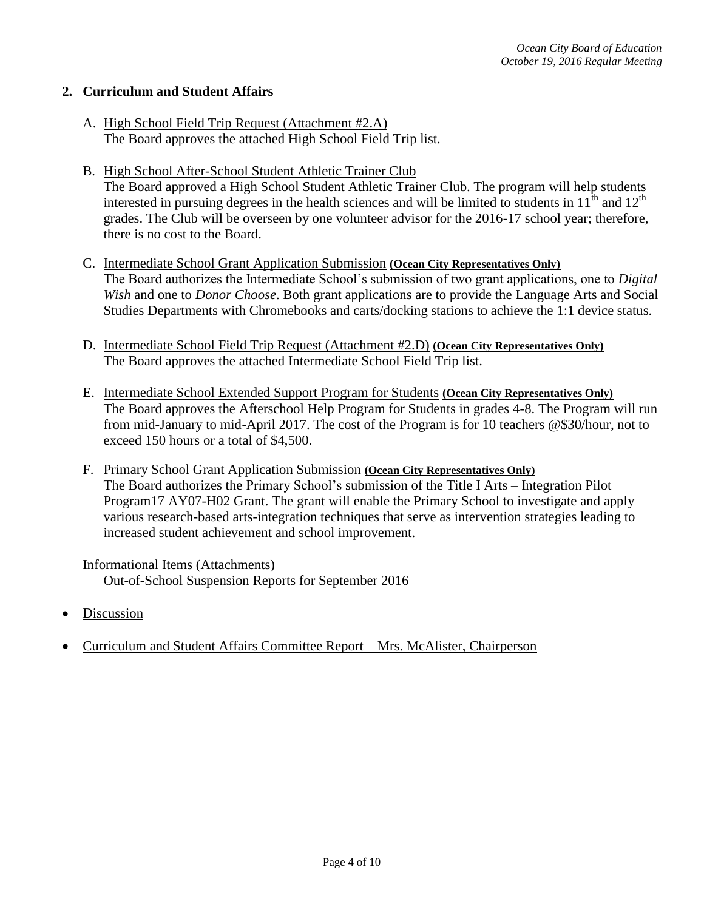## 2. Curriculum and Student Affairs

A. High School Field Trip Request (Attachment #2.A)
The Board approves the attached High School Field Trip list.

B. High School After-School Student Athletic Trainer Club
The Board approved a High School Student Athletic Trainer Club. The program will help students interested in pursuing degrees in the health sciences and will be limited to students in 11th and 12th grades. The Club will be overseen by one volunteer advisor for the 2016-17 school year; therefore, there is no cost to the Board.

C. Intermediate School Grant Application Submission **(Ocean City Representatives Only)**
The Board authorizes the Intermediate School's submission of two grant applications, one to *Digital Wish* and one to *Donor Choose*. Both grant applications are to provide the Language Arts and Social Studies Departments with Chromebooks and carts/docking stations to achieve the 1:1 device status.

D. Intermediate School Field Trip Request (Attachment #2.D) **(Ocean City Representatives Only)**
The Board approves the attached Intermediate School Field Trip list.

E. Intermediate School Extended Support Program for Students **(Ocean City Representatives Only)**
The Board approves the Afterschool Help Program for Students in grades 4-8. The Program will run from mid-January to mid-April 2017. The cost of the Program is for 10 teachers @$30/hour, not to exceed 150 hours or a total of $4,500.

F. Primary School Grant Application Submission **(Ocean City Representatives Only)**
The Board authorizes the Primary School's submission of the Title I Arts – Integration Pilot Program17 AY07-H02 Grant. The grant will enable the Primary School to investigate and apply various research-based arts-integration techniques that serve as intervention strategies leading to increased student achievement and school improvement.

Informational Items (Attachments)
Out-of-School Suspension Reports for September 2016

- Discussion
- Curriculum and Student Affairs Committee Report – Mrs. McAlister, Chairperson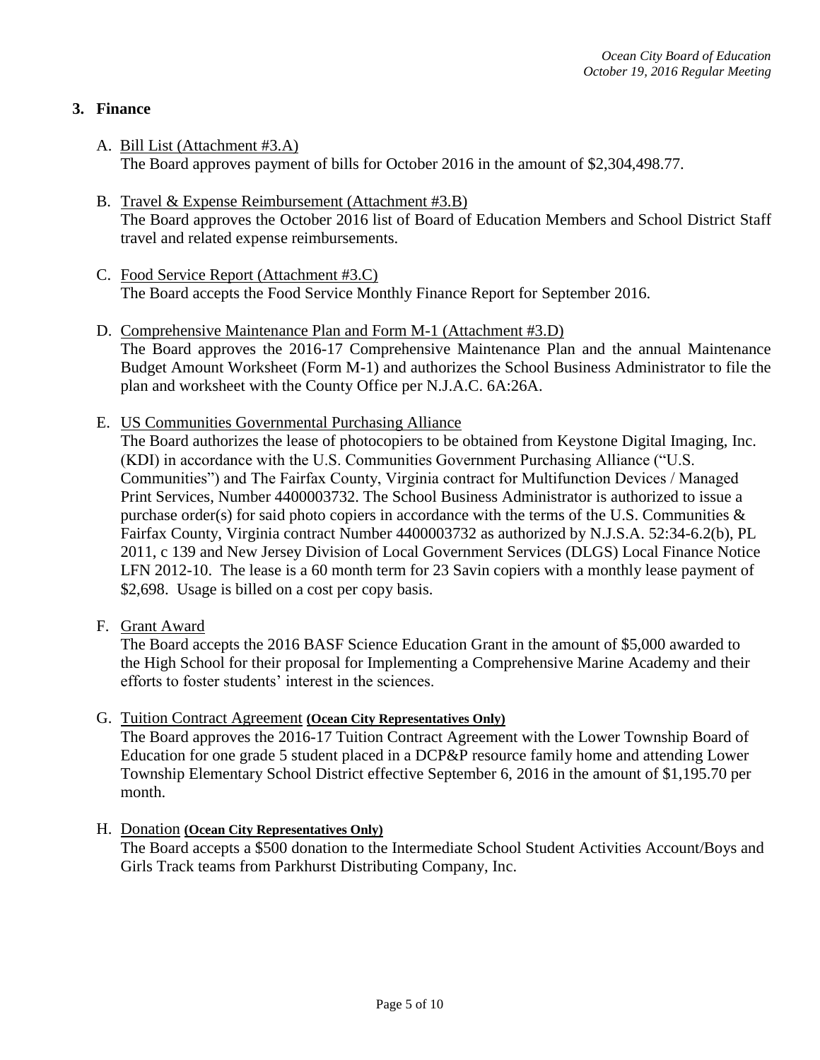## 3. Finance

A. Bill List (Attachment #3.A)
The Board approves payment of bills for October 2016 in the amount of $2,304,498.77.

B. Travel & Expense Reimbursement (Attachment #3.B)
The Board approves the October 2016 list of Board of Education Members and School District Staff travel and related expense reimbursements.

C. Food Service Report (Attachment #3.C)
The Board accepts the Food Service Monthly Finance Report for September 2016.

D. Comprehensive Maintenance Plan and Form M-1 (Attachment #3.D)
The Board approves the 2016-17 Comprehensive Maintenance Plan and the annual Maintenance Budget Amount Worksheet (Form M-1) and authorizes the School Business Administrator to file the plan and worksheet with the County Office per N.J.A.C. 6A:26A.

E. US Communities Governmental Purchasing Alliance
The Board authorizes the lease of photocopiers to be obtained from Keystone Digital Imaging, Inc. (KDI) in accordance with the U.S. Communities Government Purchasing Alliance ("U.S. Communities") and The Fairfax County, Virginia contract for Multifunction Devices / Managed Print Services, Number 4400003732. The School Business Administrator is authorized to issue a purchase order(s) for said photo copiers in accordance with the terms of the U.S. Communities & Fairfax County, Virginia contract Number 4400003732 as authorized by N.J.S.A. 52:34-6.2(b), PL 2011, c 139 and New Jersey Division of Local Government Services (DLGS) Local Finance Notice LFN 2012-10. The lease is a 60 month term for 23 Savin copiers with a monthly lease payment of $2,698. Usage is billed on a cost per copy basis.

F. Grant Award
The Board accepts the 2016 BASF Science Education Grant in the amount of $5,000 awarded to the High School for their proposal for Implementing a Comprehensive Marine Academy and their efforts to foster students' interest in the sciences.

G. Tuition Contract Agreement **(Ocean City Representatives Only)**
The Board approves the 2016-17 Tuition Contract Agreement with the Lower Township Board of Education for one grade 5 student placed in a DCP&P resource family home and attending Lower Township Elementary School District effective September 6, 2016 in the amount of $1,195.70 per month.

H. Donation **(Ocean City Representatives Only)**
The Board accepts a $500 donation to the Intermediate School Student Activities Account/Boys and Girls Track teams from Parkhurst Distributing Company, Inc.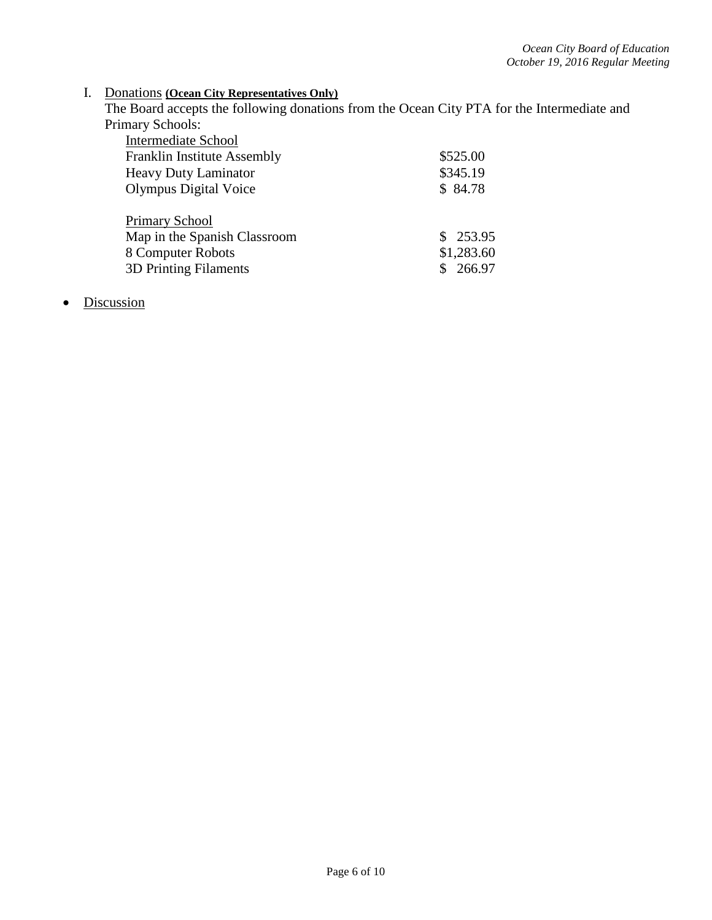I. Donations **(Ocean City Representatives Only)**

The Board accepts the following donations from the Ocean City PTA for the Intermediate and Primary Schools:

| Intermediate School | |
|---|---|
| Franklin Institute Assembly | $525.00 |
| Heavy Duty Laminator | $345.19 |
| Olympus Digital Voice | $ 84.78 |
| | |
| Primary School | |
| Map in the Spanish Classroom | $ 253.95 |
| 8 Computer Robots | $1,283.60 |
| 3D Printing Filaments | $ 266.97 |

- Discussion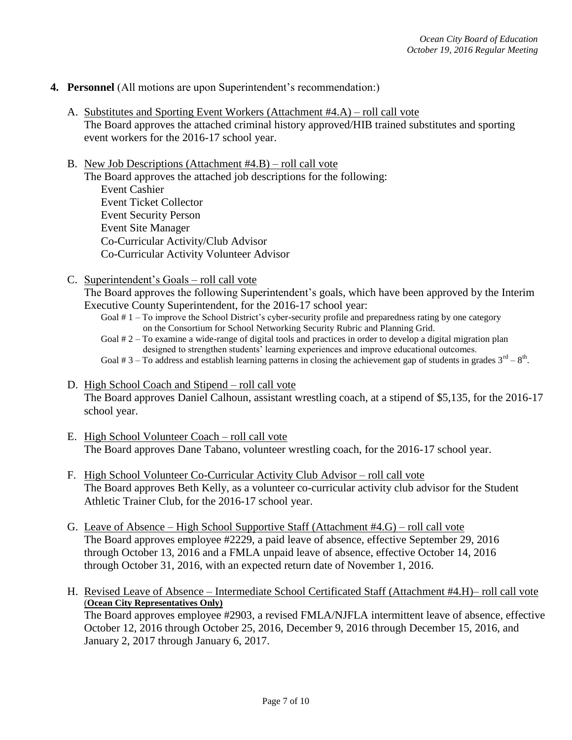4. **Personnel** (All motions are upon Superintendent's recommendation:)

   A. Substitutes and Sporting Event Workers (Attachment #4.A) – roll call vote
   The Board approves the attached criminal history approved/HIB trained substitutes and sporting event workers for the 2016-17 school year.

   B. New Job Descriptions (Attachment #4.B) – roll call vote
   The Board approves the attached job descriptions for the following:
   Event Cashier
   Event Ticket Collector
   Event Security Person
   Event Site Manager
   Co-Curricular Activity/Club Advisor
   Co-Curricular Activity Volunteer Advisor

   C. Superintendent's Goals – roll call vote
   The Board approves the following Superintendent's goals, which have been approved by the Interim Executive County Superintendent, for the 2016-17 school year:
   Goal # 1 – To improve the School District's cyber-security profile and preparedness rating by one category on the Consortium for School Networking Security Rubric and Planning Grid.
   Goal # 2 – To examine a wide-range of digital tools and practices in order to develop a digital migration plan designed to strengthen students' learning experiences and improve educational outcomes.
   Goal # 3 – To address and establish learning patterns in closing the achievement gap of students in grades 3rd – 8th.

   D. High School Coach and Stipend – roll call vote
   The Board approves Daniel Calhoun, assistant wrestling coach, at a stipend of $5,135, for the 2016-17 school year.

   E. High School Volunteer Coach – roll call vote
   The Board approves Dane Tabano, volunteer wrestling coach, for the 2016-17 school year.

   F. High School Volunteer Co-Curricular Activity Club Advisor – roll call vote
   The Board approves Beth Kelly, as a volunteer co-curricular activity club advisor for the Student Athletic Trainer Club, for the 2016-17 school year.

   G. Leave of Absence – High School Supportive Staff (Attachment #4.G) – roll call vote
   The Board approves employee #2229, a paid leave of absence, effective September 29, 2016 through October 13, 2016 and a FMLA unpaid leave of absence, effective October 14, 2016 through October 31, 2016, with an expected return date of November 1, 2016.

   H. Revised Leave of Absence – Intermediate School Certificated Staff (Attachment #4.H)– roll call vote **(Ocean City Representatives Only)**
   The Board approves employee #2903, a revised FMLA/NJFLA intermittent leave of absence, effective October 12, 2016 through October 25, 2016, December 9, 2016 through December 15, 2016, and January 2, 2017 through January 6, 2017.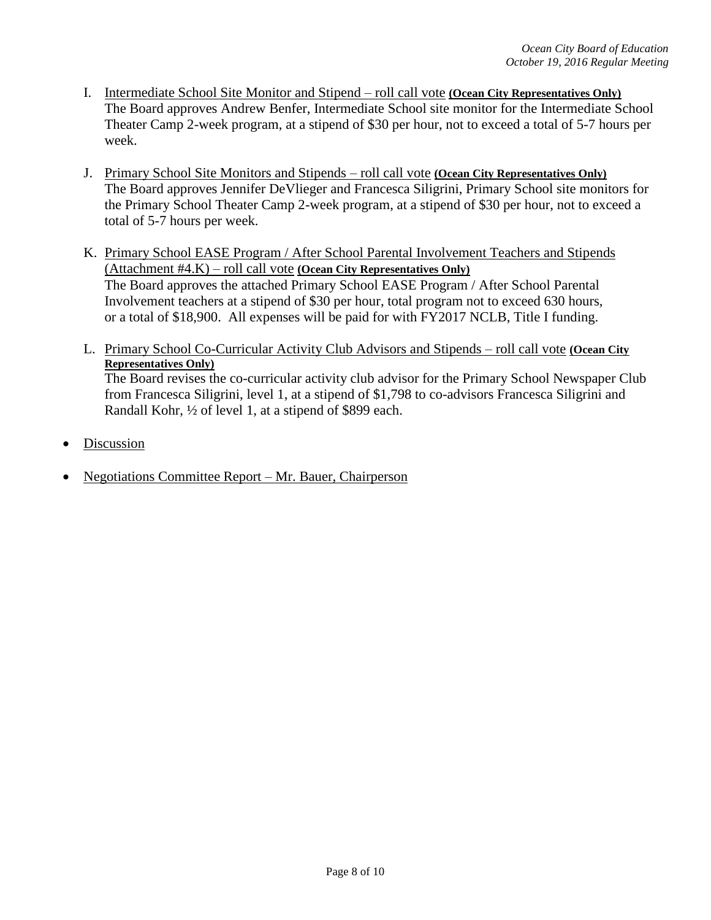I. Intermediate School Site Monitor and Stipend – roll call vote **(Ocean City Representatives Only)**
The Board approves Andrew Benfer, Intermediate School site monitor for the Intermediate School Theater Camp 2-week program, at a stipend of $30 per hour, not to exceed a total of 5-7 hours per week.

J. Primary School Site Monitors and Stipends – roll call vote **(Ocean City Representatives Only)**
The Board approves Jennifer DeVlieger and Francesca Siligrini, Primary School site monitors for the Primary School Theater Camp 2-week program, at a stipend of $30 per hour, not to exceed a total of 5-7 hours per week.

K. Primary School EASE Program / After School Parental Involvement Teachers and Stipends (Attachment #4.K) – roll call vote **(Ocean City Representatives Only)**
The Board approves the attached Primary School EASE Program / After School Parental Involvement teachers at a stipend of $30 per hour, total program not to exceed 630 hours, or a total of $18,900. All expenses will be paid for with FY2017 NCLB, Title I funding.

L. Primary School Co-Curricular Activity Club Advisors and Stipends – roll call vote **(Ocean City Representatives Only)**
The Board revises the co-curricular activity club advisor for the Primary School Newspaper Club from Francesca Siligrini, level 1, at a stipend of $1,798 to co-advisors Francesca Siligrini and Randall Kohr, ½ of level 1, at a stipend of $899 each.

- Discussion

- Negotiations Committee Report – Mr. Bauer, Chairperson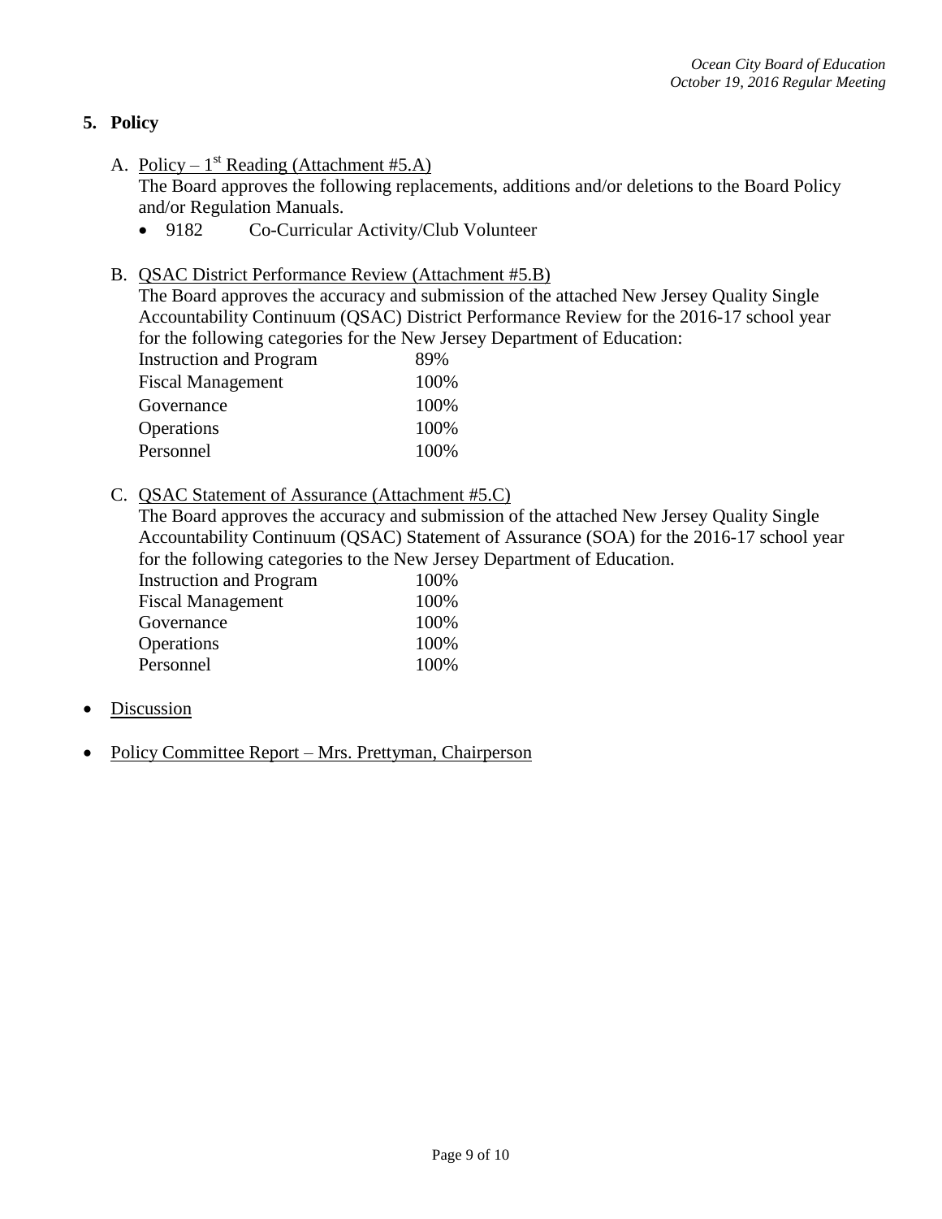## 5. Policy

A. Policy – 1st Reading (Attachment #5.A)

The Board approves the following replacements, additions and/or deletions to the Board Policy and/or Regulation Manuals.

- 9182 Co-Curricular Activity/Club Volunteer

B. QSAC District Performance Review (Attachment #5.B)

The Board approves the accuracy and submission of the attached New Jersey Quality Single Accountability Continuum (QSAC) District Performance Review for the 2016-17 school year for the following categories for the New Jersey Department of Education:

| | |
|---|---|
| Instruction and Program | 89% |
| Fiscal Management | 100% |
| Governance | 100% |
| Operations | 100% |
| Personnel | 100% |

C. QSAC Statement of Assurance (Attachment #5.C)

The Board approves the accuracy and submission of the attached New Jersey Quality Single Accountability Continuum (QSAC) Statement of Assurance (SOA) for the 2016-17 school year for the following categories to the New Jersey Department of Education.

| | |
|---|---|
| Instruction and Program | 100% |
| Fiscal Management | 100% |
| Governance | 100% |
| Operations | 100% |
| Personnel | 100% |

- Discussion
- Policy Committee Report – Mrs. Prettyman, Chairperson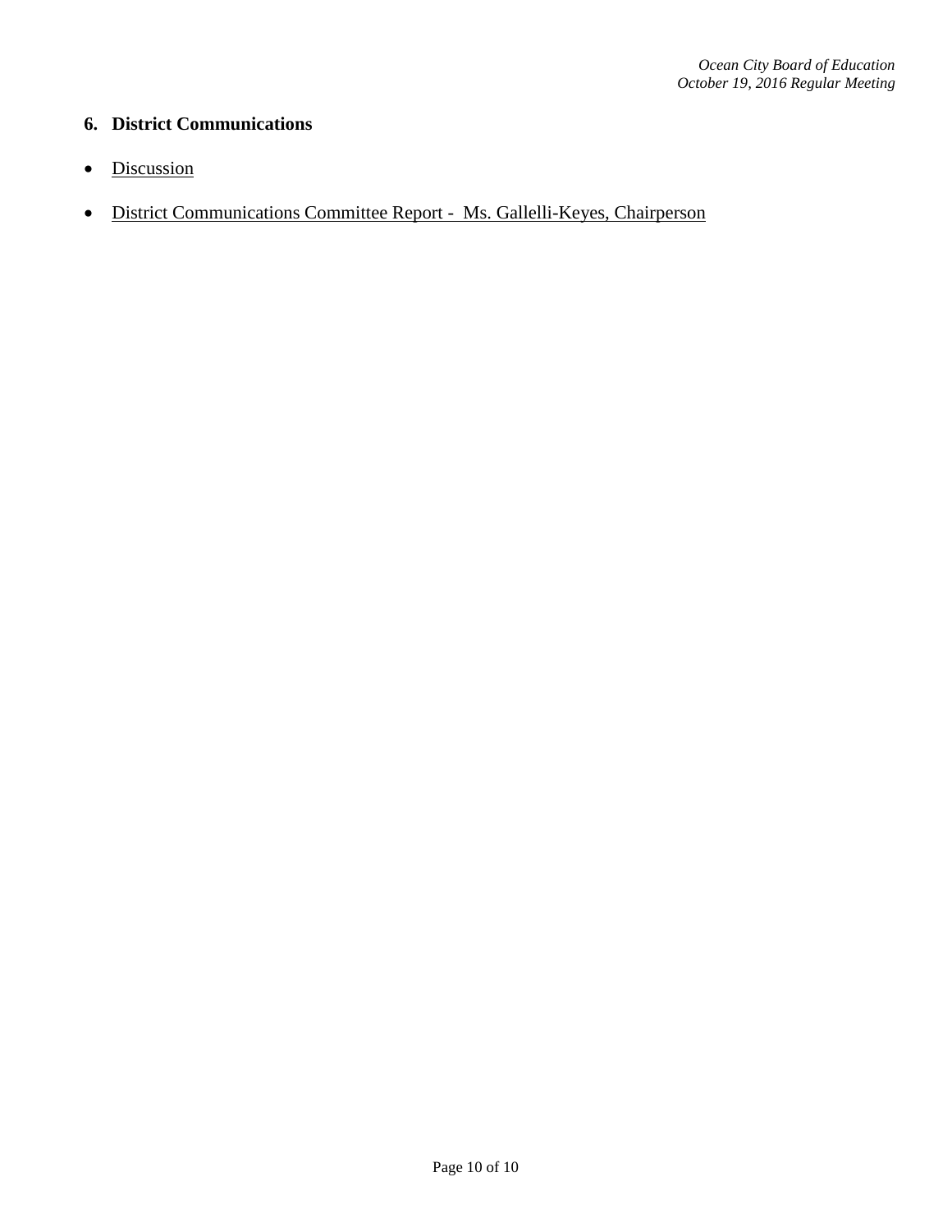## 6. District Communications

- Discussion

- District Communications Committee Report - Ms. Gallelli-Keyes, Chairperson